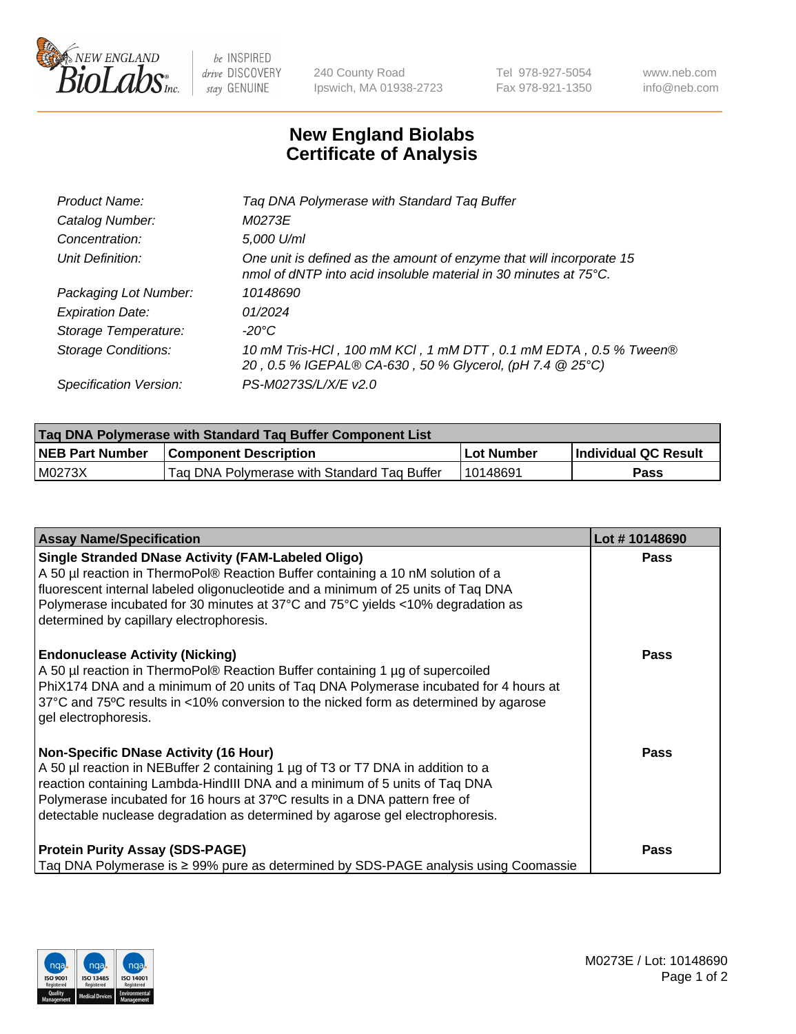# New England Biolabs Certificate of Analysis

| | |
|---|---|
| *Product Name:* | *Taq DNA Polymerase with Standard Taq Buffer* |
| *Catalog Number:* | *M0273E* |
| *Concentration:* | *5,000 U/ml* |
| *Unit Definition:* | *One unit is defined as the amount of enzyme that will incorporate 15 nmol of dNTP into acid insoluble material in 30 minutes at 75°C.* |
| *Packaging Lot Number:* | *10148690* |
| *Expiration Date:* | *01/2024* |
| *Storage Temperature:* | *-20°C* |
| *Storage Conditions:* | *10 mM Tris-HCl , 100 mM KCl , 1 mM DTT , 0.1 mM EDTA , 0.5 % Tween® 20 , 0.5 % IGEPAL® CA-630 , 50 % Glycerol, (pH 7.4 @ 25°C)* |
| *Specification Version:* | *PS-M0273S/L/X/E v2.0* |

| Taq DNA Polymerase with Standard Taq Buffer Component List | | | |
|---|---|---|---|
| **NEB Part Number** | **Component Description** | **Lot Number** | **Individual QC Result** |
| M0273X | Taq DNA Polymerase with Standard Taq Buffer | 10148691 | **Pass** |

| Assay Name/Specification | Lot # 10148690 |
|---|---|
| **Single Stranded DNase Activity (FAM-Labeled Oligo)**<br>A 50 µl reaction in ThermoPol® Reaction Buffer containing a 10 nM solution of a fluorescent internal labeled oligonucleotide and a minimum of 25 units of Taq DNA Polymerase incubated for 30 minutes at 37°C and 75°C yields <10% degradation as determined by capillary electrophoresis. | **Pass** |
| **Endonuclease Activity (Nicking)**<br>A 50 µl reaction in ThermoPol® Reaction Buffer containing 1 µg of supercoiled PhiX174 DNA and a minimum of 20 units of Taq DNA Polymerase incubated for 4 hours at 37°C and 75ºC results in <10% conversion to the nicked form as determined by agarose gel electrophoresis. | **Pass** |
| **Non-Specific DNase Activity (16 Hour)**<br>A 50 µl reaction in NEBuffer 2 containing 1 µg of T3 or T7 DNA in addition to a reaction containing Lambda-HindIII DNA and a minimum of 5 units of Taq DNA Polymerase incubated for 16 hours at 37ºC results in a DNA pattern free of detectable nuclease degradation as determined by agarose gel electrophoresis. | **Pass** |
| **Protein Purity Assay (SDS-PAGE)**<br>Taq DNA Polymerase is ≥ 99% pure as determined by SDS-PAGE analysis using Coomassie | **Pass** |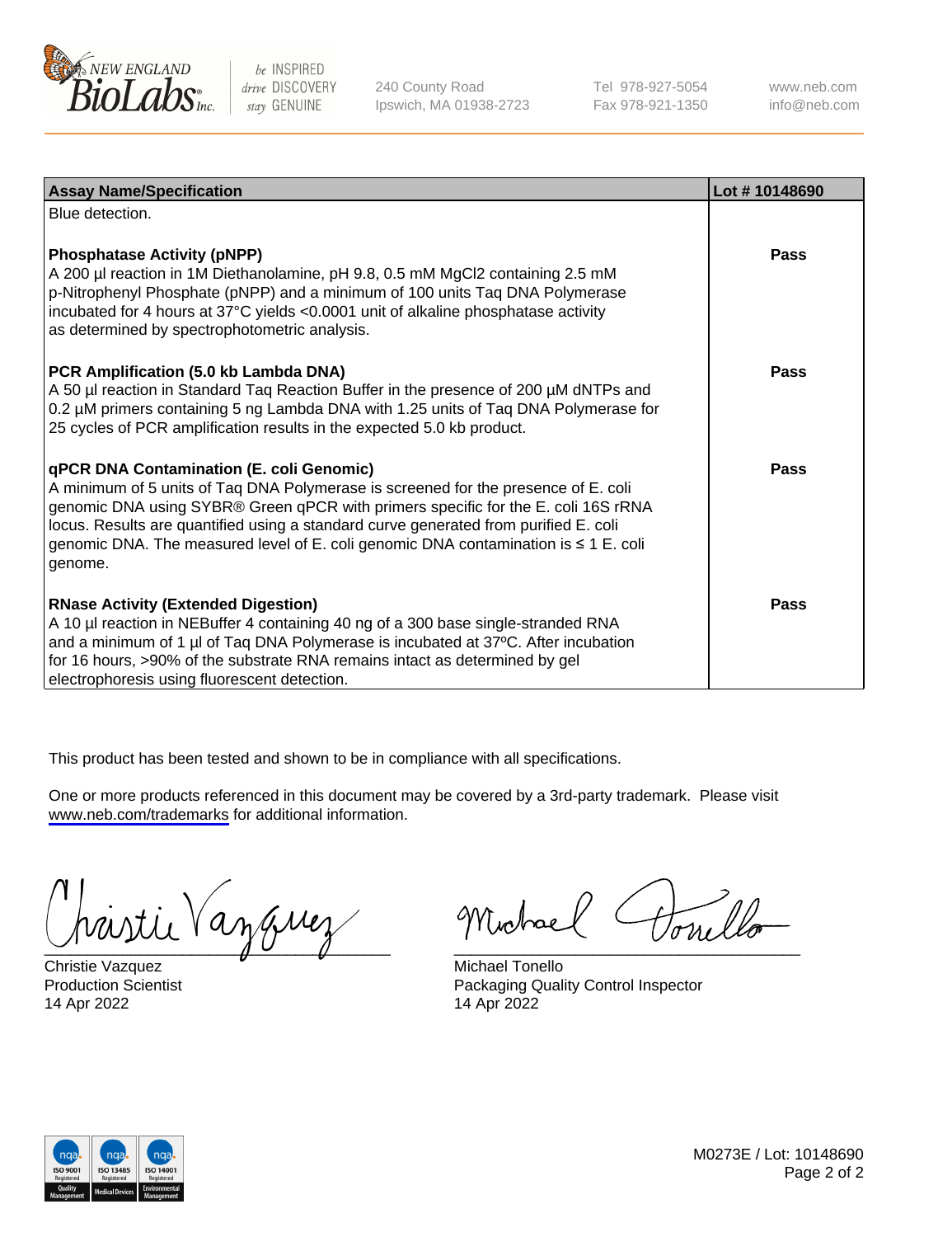| Assay Name/Specification | Lot # 10148690 |
|---|---|
| Blue detection. | |
| **Phosphatase Activity (pNPP)**<br>A 200 µl reaction in 1M Diethanolamine, pH 9.8, 0.5 mM $MgCl_2$ containing 2.5 mM p-Nitrophenyl Phosphate (pNPP) and a minimum of 100 units Taq DNA Polymerase incubated for 4 hours at 37°C yields <0.0001 unit of alkaline phosphatase activity as determined by spectrophotometric analysis. | **Pass** |
| **PCR Amplification (5.0 kb Lambda DNA)**<br>A 50 µl reaction in Standard Taq Reaction Buffer in the presence of 200 µM dNTPs and 0.2 µM primers containing 5 ng Lambda DNA with 1.25 units of Taq DNA Polymerase for 25 cycles of PCR amplification results in the expected 5.0 kb product. | **Pass** |
| **qPCR DNA Contamination (E. coli Genomic)**<br>A minimum of 5 units of Taq DNA Polymerase is screened for the presence of E. coli genomic DNA using SYBR® Green qPCR with primers specific for the E. coli 16S rRNA locus. Results are quantified using a standard curve generated from purified E. coli genomic DNA. The measured level of E. coli genomic DNA contamination is ≤ 1 E. coli genome. | **Pass** |
| **RNase Activity (Extended Digestion)**<br>A 10 µl reaction in NEBuffer 4 containing 40 ng of a 300 base single-stranded RNA and a minimum of 1 µl of Taq DNA Polymerase is incubated at 37ºC. After incubation for 16 hours, >90% of the substrate RNA remains intact as determined by gel electrophoresis using fluorescent detection. | **Pass** |

This product has been tested and shown to be in compliance with all specifications.

One or more products referenced in this document may be covered by a 3rd-party trademark. Please visit www.neb.com/trademarks for additional information.

Christie Vazquez
Production Scientist
14 Apr 2022

Michael Tonello
Packaging Quality Control Inspector
14 Apr 2022

M0273E / Lot: 10148690